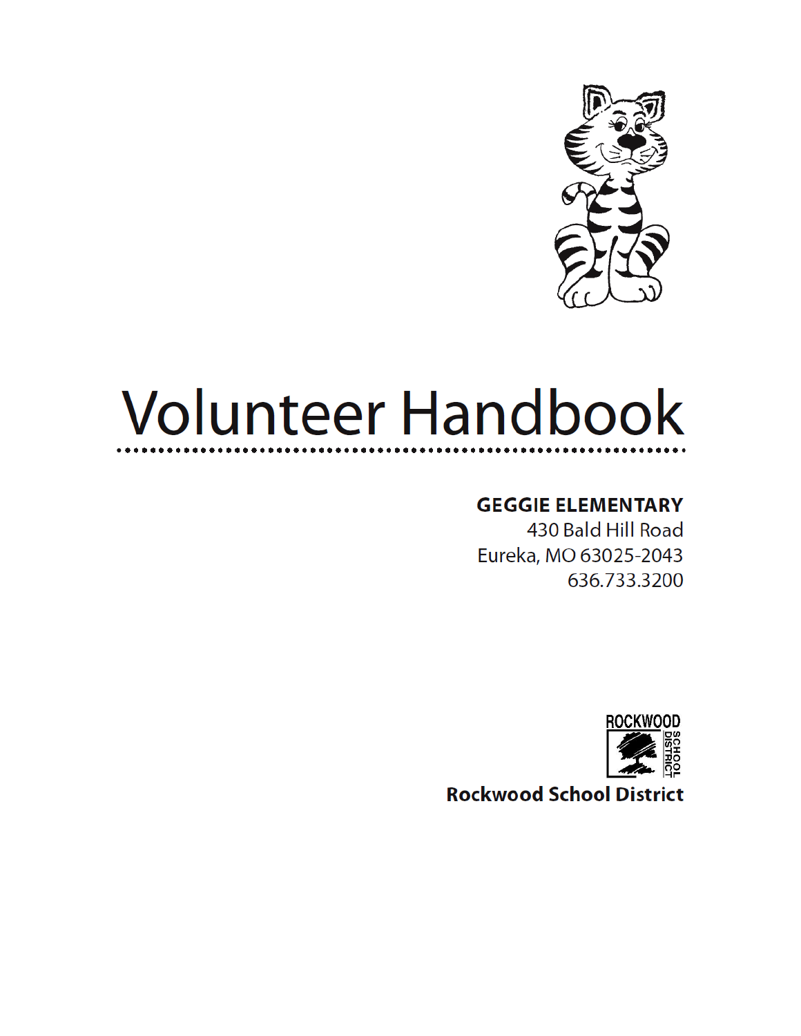# Volunteer Handbook

**GEGGIE ELEMENTARY**
430 Bald Hill Road
Eureka, MO 63025-2043
636.733.3200

ROCKWOOD SCHOOL DISTRICT

**Rockwood School District**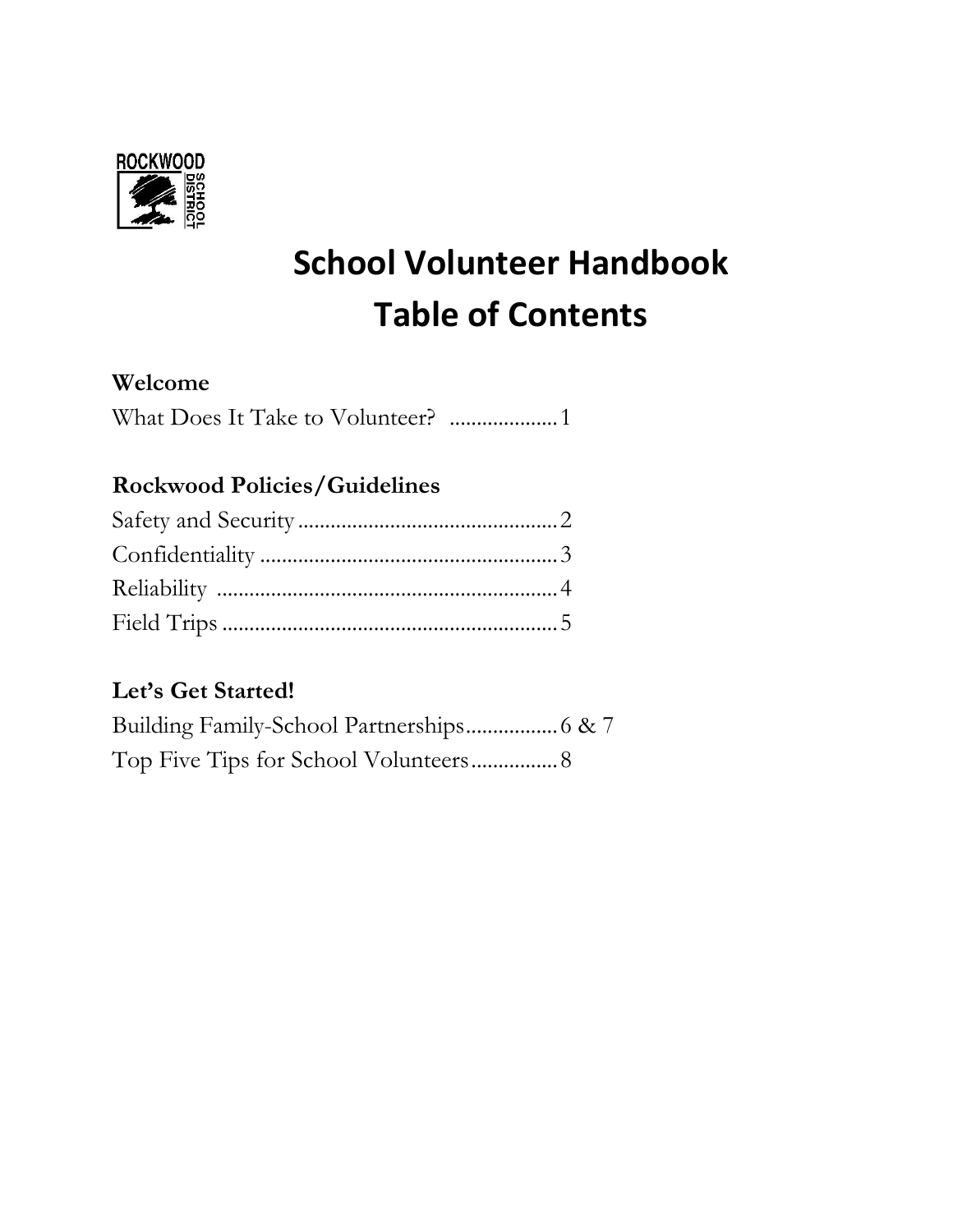# School Volunteer Handbook
# Table of Contents

**Welcome**

What Does It Take to Volunteer? ...................1

**Rockwood Policies/Guidelines**

Safety and Security ................................................2
Confidentiality .......................................................3
Reliability ..............................................................4
Field Trips ..............................................................5

**Let's Get Started!**

Building Family-School Partnerships.................6 & 7
Top Five Tips for School Volunteers................8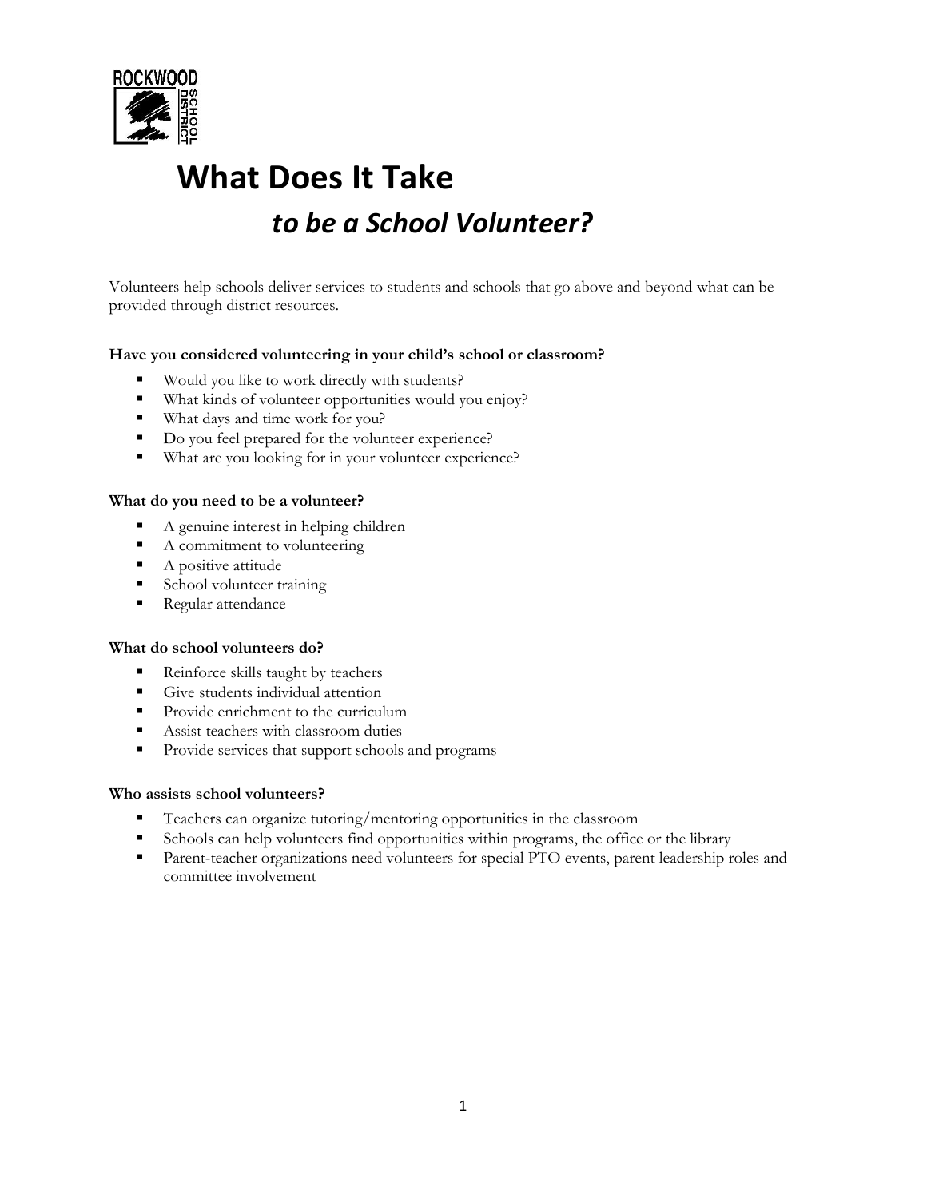# What Does It Take

## *to be a School Volunteer?*

Volunteers help schools deliver services to students and schools that go above and beyond what can be provided through district resources.

**Have you considered volunteering in your child's school or classroom?**

- Would you like to work directly with students?
- What kinds of volunteer opportunities would you enjoy?
- What days and time work for you?
- Do you feel prepared for the volunteer experience?
- What are you looking for in your volunteer experience?

**What do you need to be a volunteer?**

- A genuine interest in helping children
- A commitment to volunteering
- A positive attitude
- School volunteer training
- Regular attendance

**What do school volunteers do?**

- Reinforce skills taught by teachers
- Give students individual attention
- Provide enrichment to the curriculum
- Assist teachers with classroom duties
- Provide services that support schools and programs

**Who assists school volunteers?**

- Teachers can organize tutoring/mentoring opportunities in the classroom
- Schools can help volunteers find opportunities within programs, the office or the library
- Parent-teacher organizations need volunteers for special PTO events, parent leadership roles and committee involvement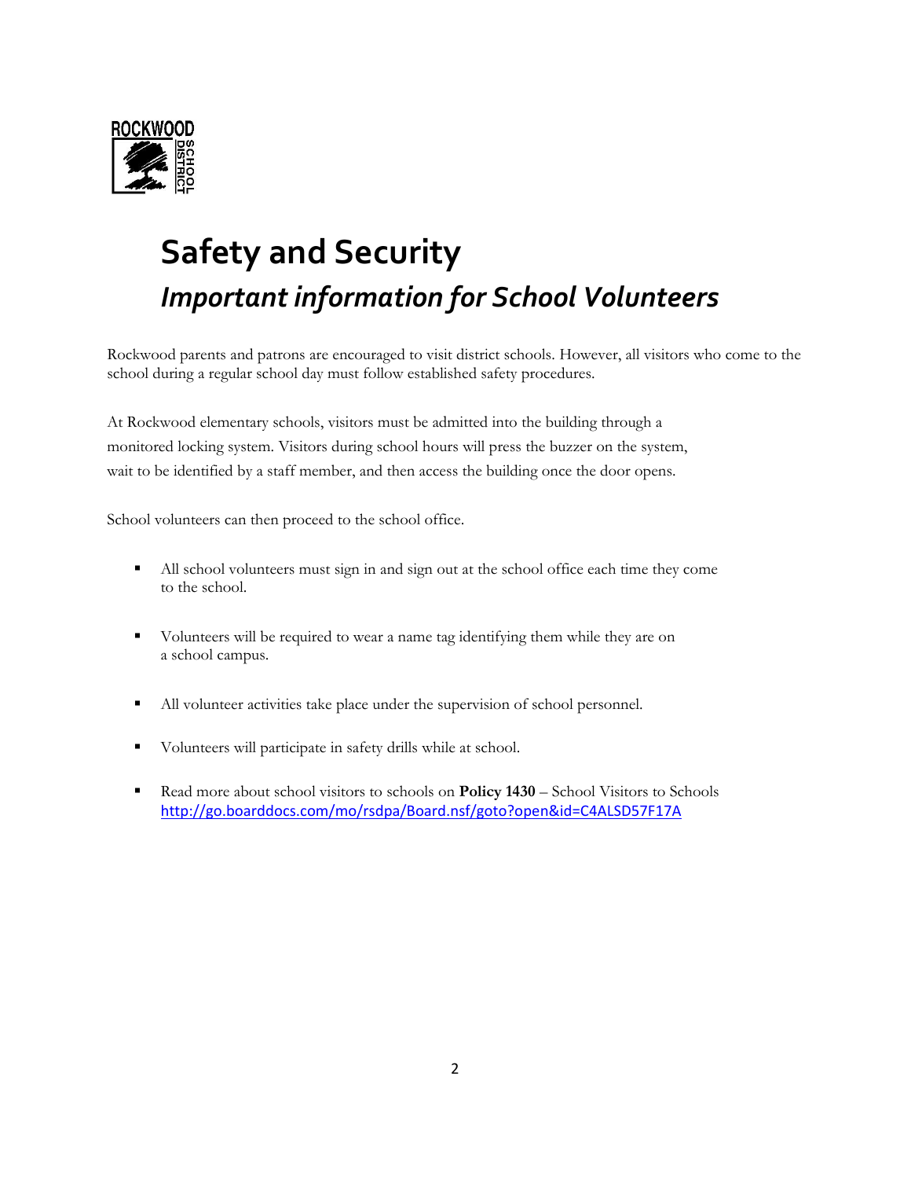# Safety and Security

## *Important information for School Volunteers*

Rockwood parents and patrons are encouraged to visit district schools. However, all visitors who come to the school during a regular school day must follow established safety procedures.

At Rockwood elementary schools, visitors must be admitted into the building through a monitored locking system. Visitors during school hours will press the buzzer on the system, wait to be identified by a staff member, and then access the building once the door opens.

School volunteers can then proceed to the school office.

- All school volunteers must sign in and sign out at the school office each time they come to the school.
- Volunteers will be required to wear a name tag identifying them while they are on a school campus.
- All volunteer activities take place under the supervision of school personnel.
- Volunteers will participate in safety drills while at school.
- Read more about school visitors to schools on **Policy 1430** – School Visitors to Schools http://go.boarddocs.com/mo/rsdpa/Board.nsf/goto?open&id=C4ALSD57F17A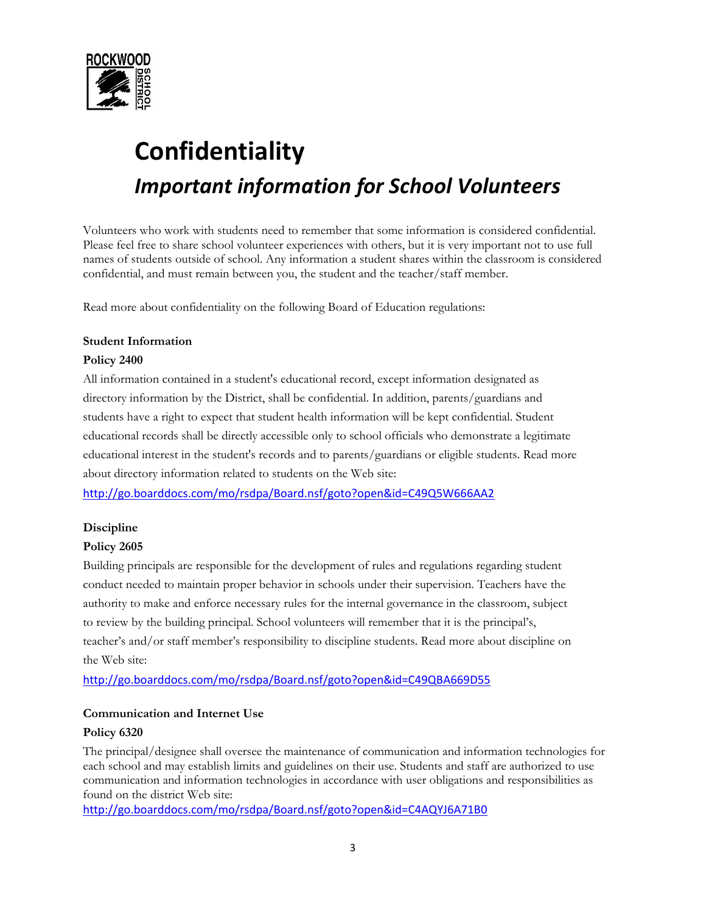# Confidentiality

## *Important information for School Volunteers*

Volunteers who work with students need to remember that some information is considered confidential. Please feel free to share school volunteer experiences with others, but it is very important not to use full names of students outside of school. Any information a student shares within the classroom is considered confidential, and must remain between you, the student and the teacher/staff member.

Read more about confidentiality on the following Board of Education regulations:

**Student Information**

**Policy 2400**

All information contained in a student's educational record, except information designated as directory information by the District, shall be confidential. In addition, parents/guardians and students have a right to expect that student health information will be kept confidential. Student educational records shall be directly accessible only to school officials who demonstrate a legitimate educational interest in the student's records and to parents/guardians or eligible students. Read more about directory information related to students on the Web site:

http://go.boarddocs.com/mo/rsdpa/Board.nsf/goto?open&id=C49Q5W666AA2

**Discipline**

**Policy 2605**

Building principals are responsible for the development of rules and regulations regarding student conduct needed to maintain proper behavior in schools under their supervision. Teachers have the authority to make and enforce necessary rules for the internal governance in the classroom, subject to review by the building principal. School volunteers will remember that it is the principal's, teacher's and/or staff member's responsibility to discipline students. Read more about discipline on the Web site:

http://go.boarddocs.com/mo/rsdpa/Board.nsf/goto?open&id=C49QBA669D55

**Communication and Internet Use**

**Policy 6320**

The principal/designee shall oversee the maintenance of communication and information technologies for each school and may establish limits and guidelines on their use. Students and staff are authorized to use communication and information technologies in accordance with user obligations and responsibilities as found on the district Web site:

http://go.boarddocs.com/mo/rsdpa/Board.nsf/goto?open&id=C4AQYJ6A71B0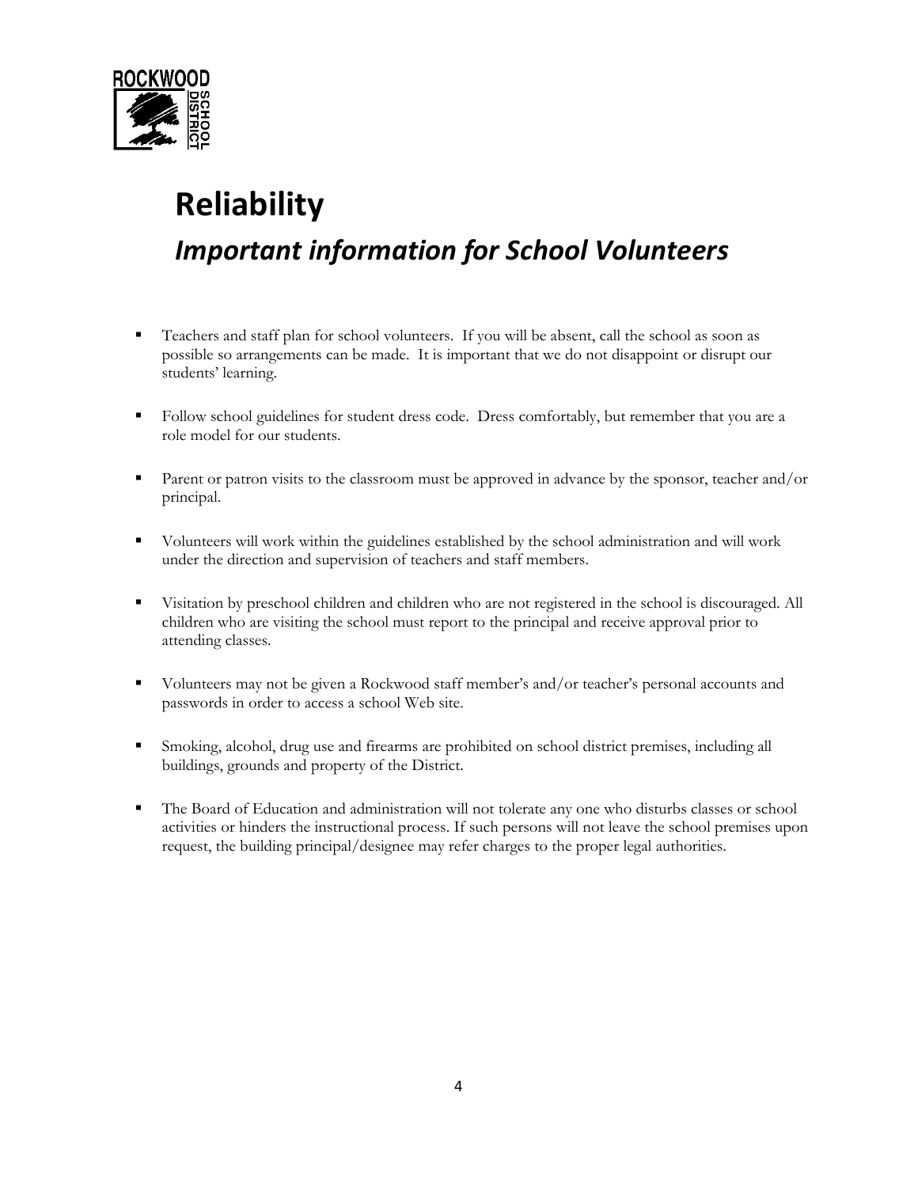# Reliability

## *Important information for School Volunteers*

- Teachers and staff plan for school volunteers. If you will be absent, call the school as soon as possible so arrangements can be made. It is important that we do not disappoint or disrupt our students' learning.

- Follow school guidelines for student dress code. Dress comfortably, but remember that you are a role model for our students.

- Parent or patron visits to the classroom must be approved in advance by the sponsor, teacher and/or principal.

- Volunteers will work within the guidelines established by the school administration and will work under the direction and supervision of teachers and staff members.

- Visitation by preschool children and children who are not registered in the school is discouraged. All children who are visiting the school must report to the principal and receive approval prior to attending classes.

- Volunteers may not be given a Rockwood staff member's and/or teacher's personal accounts and passwords in order to access a school Web site.

- Smoking, alcohol, drug use and firearms are prohibited on school district premises, including all buildings, grounds and property of the District.

- The Board of Education and administration will not tolerate any one who disturbs classes or school activities or hinders the instructional process. If such persons will not leave the school premises upon request, the building principal/designee may refer charges to the proper legal authorities.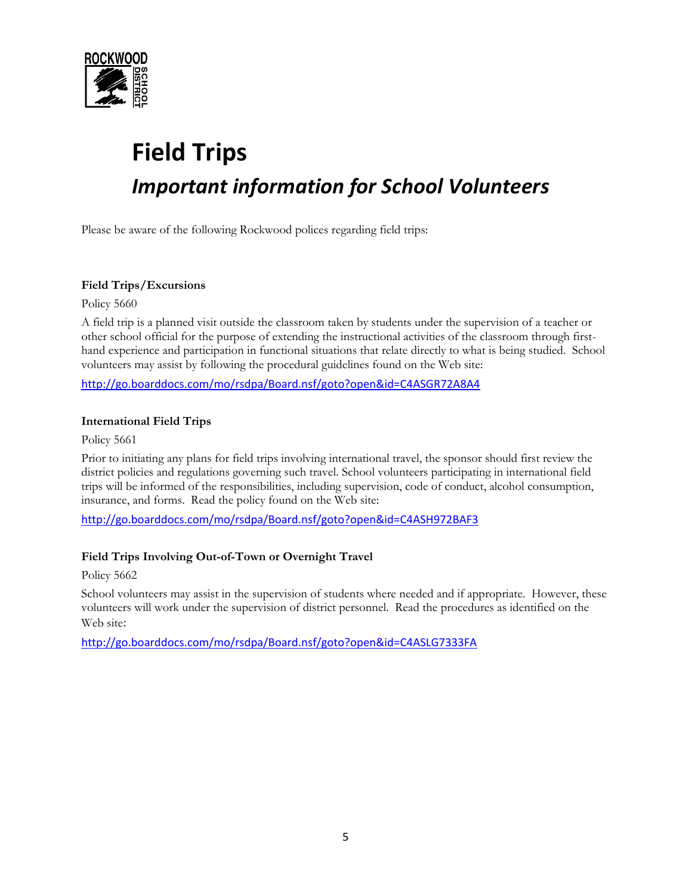# Field Trips

## *Important information for School Volunteers*

Please be aware of the following Rockwood polices regarding field trips:

**Field Trips/Excursions**

Policy 5660

A field trip is a planned visit outside the classroom taken by students under the supervision of a teacher or other school official for the purpose of extending the instructional activities of the classroom through first-hand experience and participation in functional situations that relate directly to what is being studied. School volunteers may assist by following the procedural guidelines found on the Web site:

http://go.boarddocs.com/mo/rsdpa/Board.nsf/goto?open&id=C4ASGR72A8A4

**International Field Trips**

Policy 5661

Prior to initiating any plans for field trips involving international travel, the sponsor should first review the district policies and regulations governing such travel. School volunteers participating in international field trips will be informed of the responsibilities, including supervision, code of conduct, alcohol consumption, insurance, and forms. Read the policy found on the Web site:

http://go.boarddocs.com/mo/rsdpa/Board.nsf/goto?open&id=C4ASH972BAF3

**Field Trips Involving Out-of-Town or Overnight Travel**

Policy 5662

School volunteers may assist in the supervision of students where needed and if appropriate. However, these volunteers will work under the supervision of district personnel. Read the procedures as identified on the Web site:

http://go.boarddocs.com/mo/rsdpa/Board.nsf/goto?open&id=C4ASLG7333FA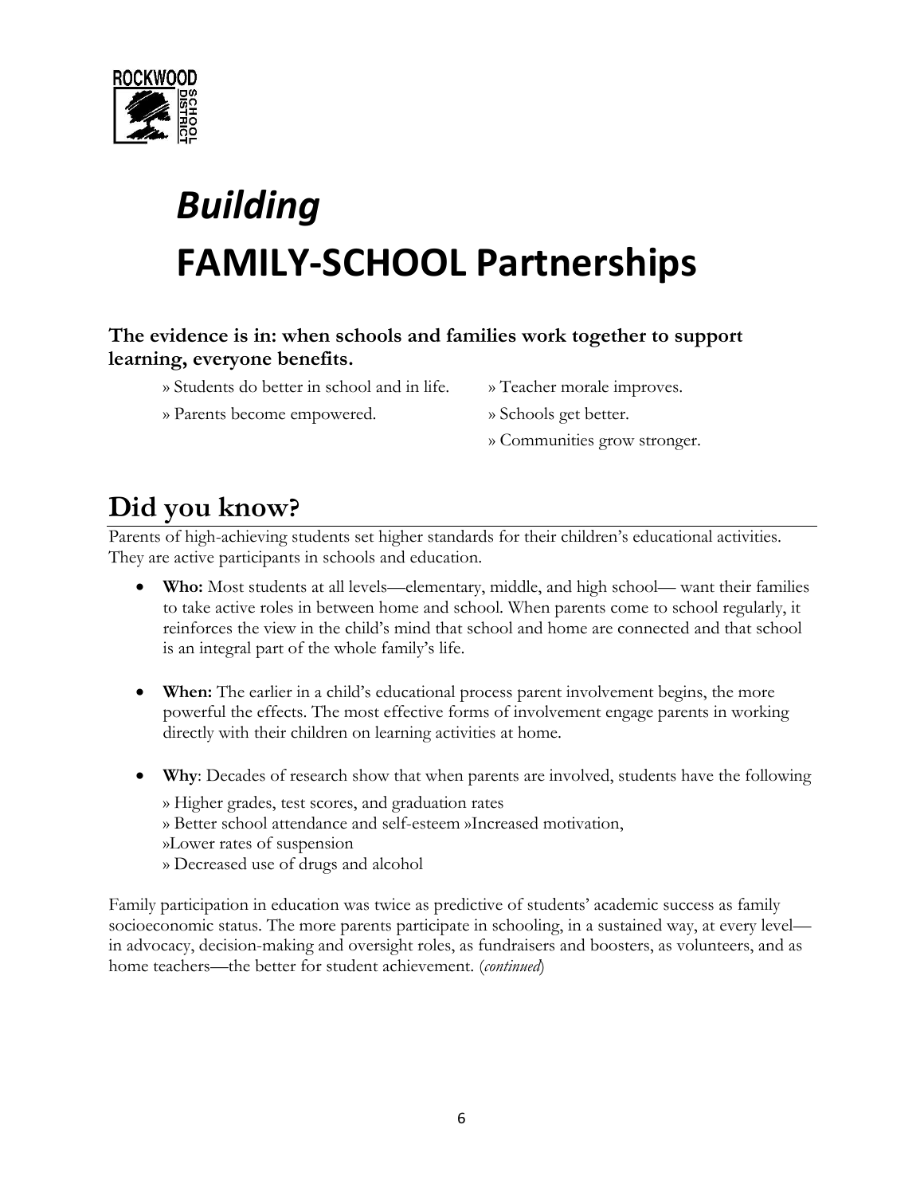ROCKWOOD SCHOOL DISTRICT

# *Building*
# FAMILY-SCHOOL Partnerships

**The evidence is in: when schools and families work together to support learning, everyone benefits.**

» Students do better in school and in life.
» Parents become empowered.
» Teacher morale improves.
» Schools get better.
» Communities grow stronger.

## Did you know?

Parents of high-achieving students set higher standards for their children's educational activities. They are active participants in schools and education.

- **Who:** Most students at all levels—elementary, middle, and high school— want their families to take active roles in between home and school. When parents come to school regularly, it reinforces the view in the child's mind that school and home are connected and that school is an integral part of the whole family's life.

- **When:** The earlier in a child's educational process parent involvement begins, the more powerful the effects. The most effective forms of involvement engage parents in working directly with their children on learning activities at home.

- **Why**: Decades of research show that when parents are involved, students have the following

  » Higher grades, test scores, and graduation rates
  » Better school attendance and self-esteem »Increased motivation,
  »Lower rates of suspension
  » Decreased use of drugs and alcohol

Family participation in education was twice as predictive of students' academic success as family socioeconomic status. The more parents participate in schooling, in a sustained way, at every level—in advocacy, decision-making and oversight roles, as fundraisers and boosters, as volunteers, and as home teachers—the better for student achievement. (*continued*)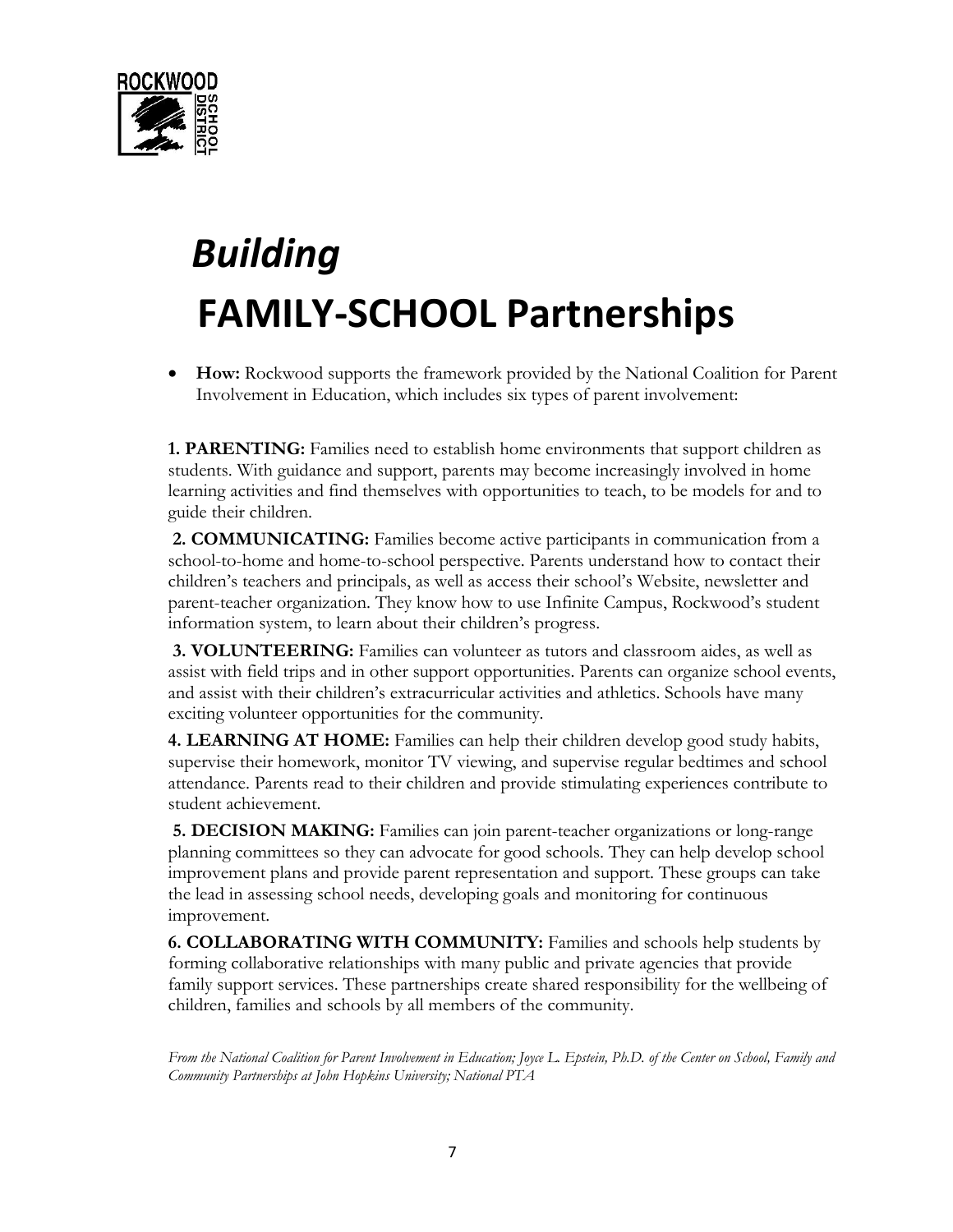# *Building*
# FAMILY-SCHOOL Partnerships

- **How:** Rockwood supports the framework provided by the National Coalition for Parent Involvement in Education, which includes six types of parent involvement:

**1. PARENTING:** Families need to establish home environments that support children as students. With guidance and support, parents may become increasingly involved in home learning activities and find themselves with opportunities to teach, to be models for and to guide their children.

**2. COMMUNICATING:** Families become active participants in communication from a school-to-home and home-to-school perspective. Parents understand how to contact their children's teachers and principals, as well as access their school's Website, newsletter and parent-teacher organization. They know how to use Infinite Campus, Rockwood's student information system, to learn about their children's progress.

**3. VOLUNTEERING:** Families can volunteer as tutors and classroom aides, as well as assist with field trips and in other support opportunities. Parents can organize school events, and assist with their children's extracurricular activities and athletics. Schools have many exciting volunteer opportunities for the community.

**4. LEARNING AT HOME:** Families can help their children develop good study habits, supervise their homework, monitor TV viewing, and supervise regular bedtimes and school attendance. Parents read to their children and provide stimulating experiences contribute to student achievement.

**5. DECISION MAKING:** Families can join parent-teacher organizations or long-range planning committees so they can advocate for good schools. They can help develop school improvement plans and provide parent representation and support. These groups can take the lead in assessing school needs, developing goals and monitoring for continuous improvement.

**6. COLLABORATING WITH COMMUNITY:** Families and schools help students by forming collaborative relationships with many public and private agencies that provide family support services. These partnerships create shared responsibility for the wellbeing of children, families and schools by all members of the community.

*From the National Coalition for Parent Involvement in Education; Joyce L. Epstein, Ph.D. of the Center on School, Family and Community Partnerships at John Hopkins University; National PTA*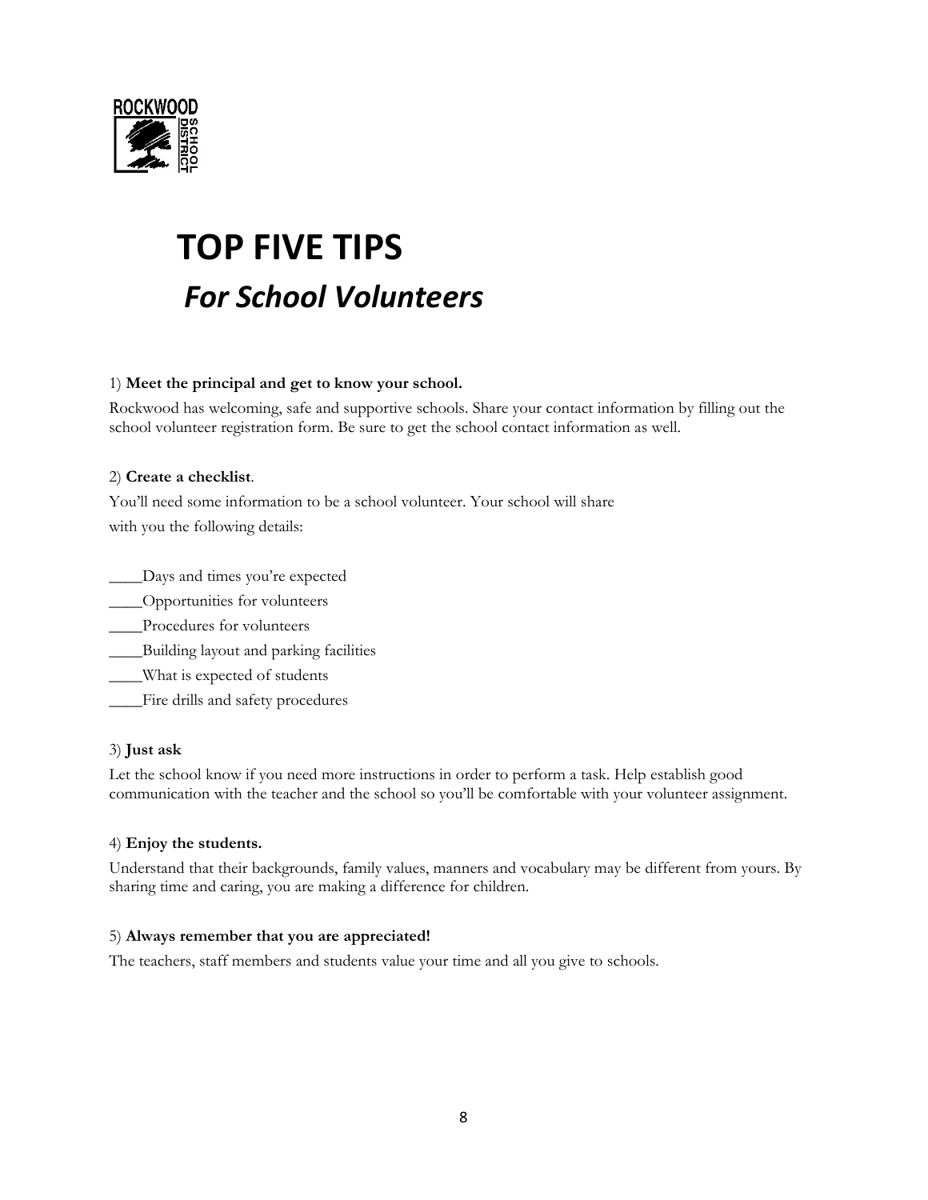ROCKWOOD SCHOOL DISTRICT

# TOP FIVE TIPS

## *For School Volunteers*

1) **Meet the principal and get to know your school.**

Rockwood has welcoming, safe and supportive schools. Share your contact information by filling out the school volunteer registration form. Be sure to get the school contact information as well.

2) **Create a checklist**.

You'll need some information to be a school volunteer. Your school will share with you the following details:

____Days and times you're expected
____Opportunities for volunteers
____Procedures for volunteers
____Building layout and parking facilities
____What is expected of students
____Fire drills and safety procedures

3) **Just ask**

Let the school know if you need more instructions in order to perform a task. Help establish good communication with the teacher and the school so you'll be comfortable with your volunteer assignment.

4) **Enjoy the students.**

Understand that their backgrounds, family values, manners and vocabulary may be different from yours. By sharing time and caring, you are making a difference for children.

5) **Always remember that you are appreciated!**

The teachers, staff members and students value your time and all you give to schools.